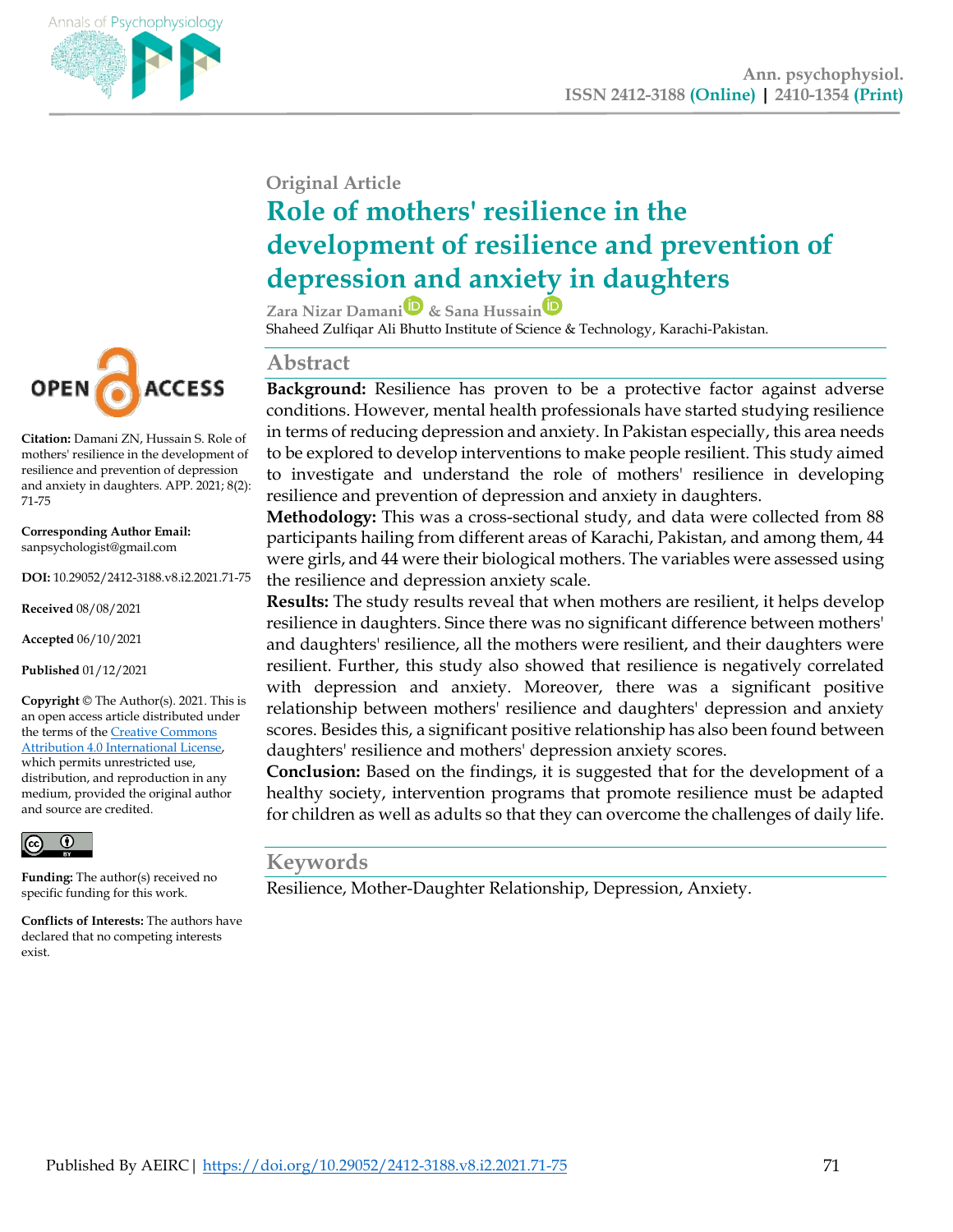Original Article

# Role of mothers' resilience in the development of resilience and prevention of depression and anxiety in daughters

**Zara Nizar Damani & Sana Hussain**

Shaheed Zulfiqar Ali Bhutto Institute of Science & Technology, Karachi-Pakistan.

**Citation:** Damani ZN, Hussain S. Role of mothers' resilience in the development of resilience and prevention of depression and anxiety in daughters. APP. 2021; 8(2): 71-75

**Corresponding Author Email:** sanpsychologist@gmail.com

**DOI:** 10.29052/2412-3188.v8.i2.2021.71-75

**Received** 08/08/2021

**Accepted** 06/10/2021

**Published** 01/12/2021

**Copyright** © The Author(s). 2021. This is an open access article distributed under the terms of the Creative Commons Attribution 4.0 International License, which permits unrestricted use, distribution, and reproduction in any medium, provided the original author and source are credited.

**Funding:** The author(s) received no specific funding for this work.

**Conflicts of Interests:** The authors have declared that no competing interests exist.

## Abstract

**Background:** Resilience has proven to be a protective factor against adverse conditions. However, mental health professionals have started studying resilience in terms of reducing depression and anxiety. In Pakistan especially, this area needs to be explored to develop interventions to make people resilient. This study aimed to investigate and understand the role of mothers' resilience in developing resilience and prevention of depression and anxiety in daughters.

**Methodology:** This was a cross-sectional study, and data were collected from 88 participants hailing from different areas of Karachi, Pakistan, and among them, 44 were girls, and 44 were their biological mothers. The variables were assessed using the resilience and depression anxiety scale.

**Results:** The study results reveal that when mothers are resilient, it helps develop resilience in daughters. Since there was no significant difference between mothers' and daughters' resilience, all the mothers were resilient, and their daughters were resilient. Further, this study also showed that resilience is negatively correlated with depression and anxiety. Moreover, there was a significant positive relationship between mothers' resilience and daughters' depression and anxiety scores. Besides this, a significant positive relationship has also been found between daughters' resilience and mothers' depression anxiety scores.

**Conclusion:** Based on the findings, it is suggested that for the development of a healthy society, intervention programs that promote resilience must be adapted for children as well as adults so that they can overcome the challenges of daily life.

## Keywords

Resilience, Mother-Daughter Relationship, Depression, Anxiety.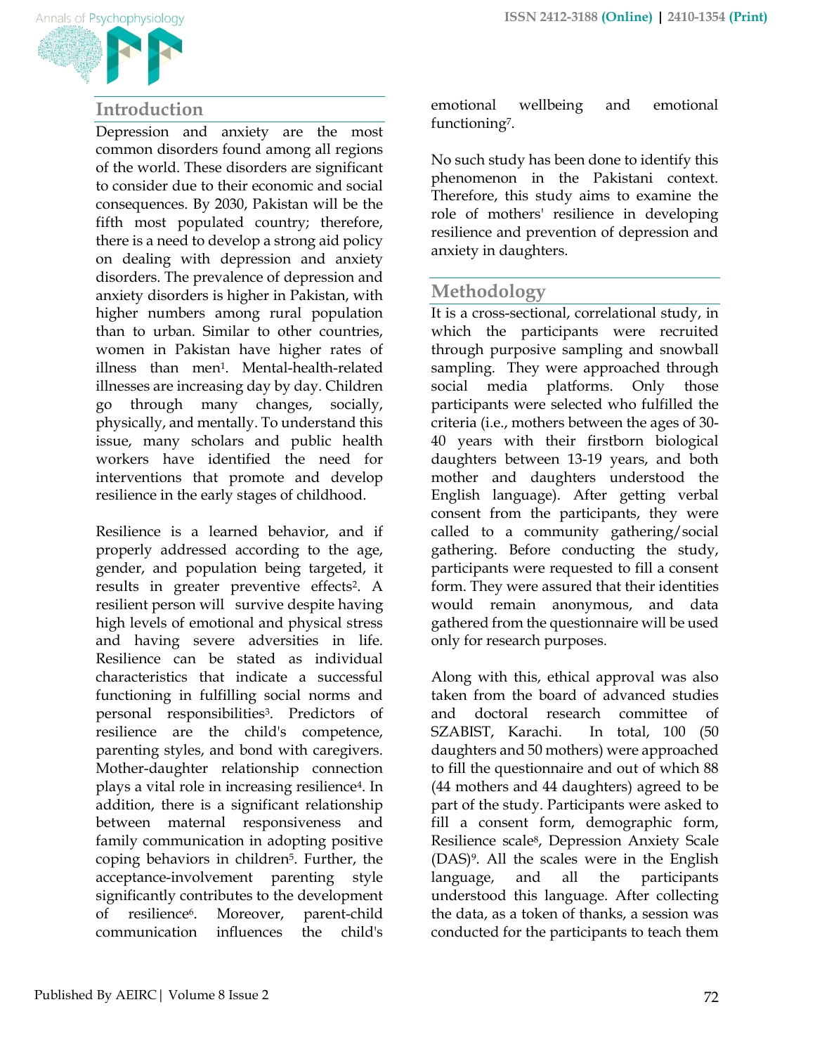## Introduction

Depression and anxiety are the most common disorders found among all regions of the world. These disorders are significant to consider due to their economic and social consequences. By 2030, Pakistan will be the fifth most populated country; therefore, there is a need to develop a strong aid policy on dealing with depression and anxiety disorders. The prevalence of depression and anxiety disorders is higher in Pakistan, with higher numbers among rural population than to urban. Similar to other countries, women in Pakistan have higher rates of illness than men[1]. Mental-health-related illnesses are increasing day by day. Children go through many changes, socially, physically, and mentally. To understand this issue, many scholars and public health workers have identified the need for interventions that promote and develop resilience in the early stages of childhood.

Resilience is a learned behavior, and if properly addressed according to the age, gender, and population being targeted, it results in greater preventive effects[2]. A resilient person will survive despite having high levels of emotional and physical stress and having severe adversities in life. Resilience can be stated as individual characteristics that indicate a successful functioning in fulfilling social norms and personal responsibilities[3]. Predictors of resilience are the child's competence, parenting styles, and bond with caregivers. Mother-daughter relationship connection plays a vital role in increasing resilience[4]. In addition, there is a significant relationship between maternal responsiveness and family communication in adopting positive coping behaviors in children[5]. Further, the acceptance-involvement parenting style significantly contributes to the development of resilience[6]. Moreover, parent-child communication influences the child's emotional wellbeing and emotional functioning[7].

No such study has been done to identify this phenomenon in the Pakistani context. Therefore, this study aims to examine the role of mothers' resilience in developing resilience and prevention of depression and anxiety in daughters.

## Methodology

It is a cross-sectional, correlational study, in which the participants were recruited through purposive sampling and snowball sampling. They were approached through social media platforms. Only those participants were selected who fulfilled the criteria (i.e., mothers between the ages of 30-40 years with their firstborn biological daughters between 13-19 years, and both mother and daughters understood the English language). After getting verbal consent from the participants, they were called to a community gathering/social gathering. Before conducting the study, participants were requested to fill a consent form. They were assured that their identities would remain anonymous, and data gathered from the questionnaire will be used only for research purposes.

Along with this, ethical approval was also taken from the board of advanced studies and doctoral research committee of SZABIST, Karachi. In total, 100 (50 daughters and 50 mothers) were approached to fill the questionnaire and out of which 88 (44 mothers and 44 daughters) agreed to be part of the study. Participants were asked to fill a consent form, demographic form, Resilience scale[8], Depression Anxiety Scale (DAS)[9]. All the scales were in the English language, and all the participants understood this language. After collecting the data, as a token of thanks, a session was conducted for the participants to teach them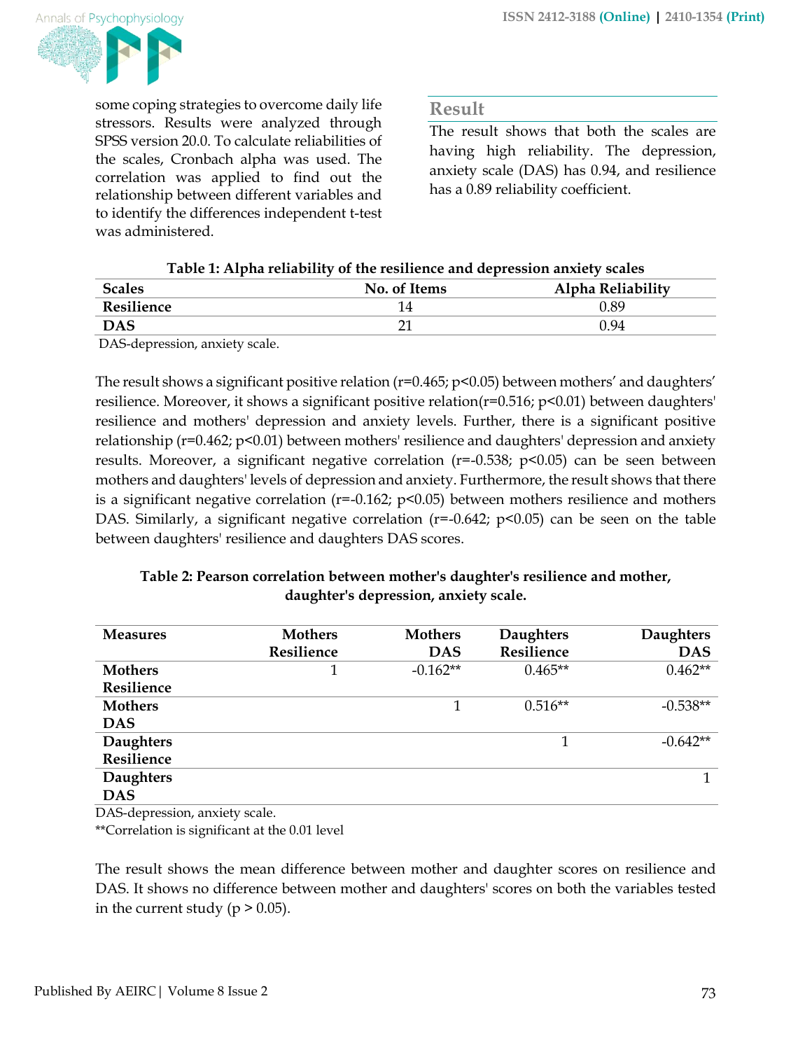some coping strategies to overcome daily life stressors. Results were analyzed through SPSS version 20.0. To calculate reliabilities of the scales, Cronbach alpha was used. The correlation was applied to find out the relationship between different variables and to identify the differences independent t-test was administered.

## Result

The result shows that both the scales are having high reliability. The depression, anxiety scale (DAS) has 0.94, and resilience has a 0.89 reliability coefficient.

**Table 1: Alpha reliability of the resilience and depression anxiety scales**

| Scales | No. of Items | Alpha Reliability |
|---|---|---|
| **Resilience** | 14 | 0.89 |
| **DAS** | 21 | 0.94 |

DAS-depression, anxiety scale.

The result shows a significant positive relation ($r=0.465$; $p<0.05$) between mothers' and daughters' resilience. Moreover, it shows a significant positive relation($r=0.516$; $p<0.01$) between daughters' resilience and mothers' depression and anxiety levels. Further, there is a significant positive relationship ($r=0.462$; $p<0.01$) between mothers' resilience and daughters' depression and anxiety results. Moreover, a significant negative correlation ($r=-0.538$; $p<0.05$) can be seen between mothers and daughters' levels of depression and anxiety. Furthermore, the result shows that there is a significant negative correlation ($r=-0.162$; $p<0.05$) between mothers resilience and mothers DAS. Similarly, a significant negative correlation ($r=-0.642$; $p<0.05$) can be seen on the table between daughters' resilience and daughters DAS scores.

**Table 2: Pearson correlation between mother's daughter's resilience and mother, daughter's depression, anxiety scale.**

| Measures | Mothers Resilience | Mothers DAS | Daughters Resilience | Daughters DAS |
|---|---|---|---|---|
| **Mothers Resilience** | 1 | -0.162** | 0.465** | 0.462** |
| **Mothers DAS** | | 1 | 0.516** | -0.538** |
| **Daughters Resilience** | | | 1 | -0.642** |
| **Daughters DAS** | | | | 1 |

DAS-depression, anxiety scale.
**Correlation is significant at the 0.01 level

The result shows the mean difference between mother and daughter scores on resilience and DAS. It shows no difference between mother and daughters' scores on both the variables tested in the current study ($p > 0.05$).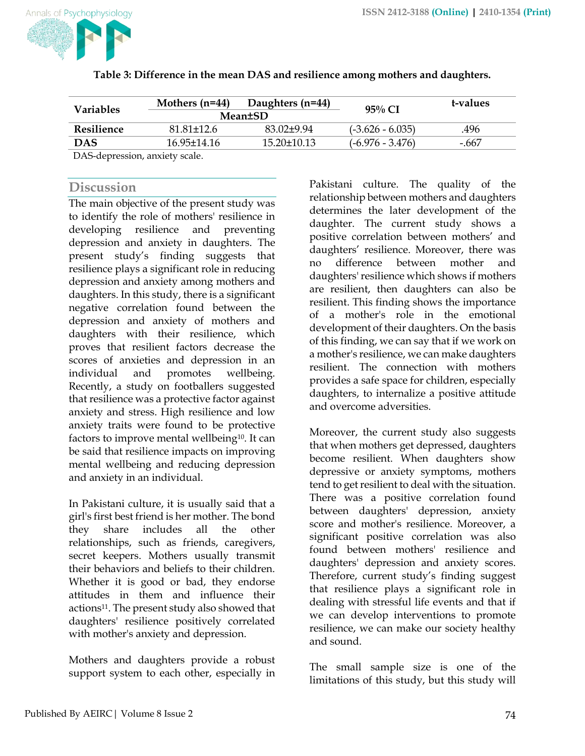**Table 3: Difference in the mean DAS and resilience among mothers and daughters.**

| Variables | Mothers (n=44) | Daughters (n=44) | 95% CI | t-values |
|---|---|---|---|---|
| | Mean±SD | | | |
| **Resilience** | 81.81±12.6 | 83.02±9.94 | (-3.626 - 6.035) | .496 |
| **DAS** | 16.95±14.16 | 15.20±10.13 | (-6.976 - 3.476) | -.667 |

DAS-depression, anxiety scale.

## Discussion

The main objective of the present study was to identify the role of mothers' resilience in developing resilience and preventing depression and anxiety in daughters. The present study's finding suggests that resilience plays a significant role in reducing depression and anxiety among mothers and daughters. In this study, there is a significant negative correlation found between the depression and anxiety of mothers and daughters with their resilience, which proves that resilient factors decrease the scores of anxieties and depression in an individual and promotes wellbeing. Recently, a study on footballers suggested that resilience was a protective factor against anxiety and stress. High resilience and low anxiety traits were found to be protective factors to improve mental wellbeing[10]. It can be said that resilience impacts on improving mental wellbeing and reducing depression and anxiety in an individual.

In Pakistani culture, it is usually said that a girl's first best friend is her mother. The bond they share includes all the other relationships, such as friends, caregivers, secret keepers. Mothers usually transmit their behaviors and beliefs to their children. Whether it is good or bad, they endorse attitudes in them and influence their actions[11]. The present study also showed that daughters' resilience positively correlated with mother's anxiety and depression.

Mothers and daughters provide a robust support system to each other, especially in Pakistani culture. The quality of the relationship between mothers and daughters determines the later development of the daughter. The current study shows a positive correlation between mothers' and daughters' resilience. Moreover, there was no difference between mother and daughters' resilience which shows if mothers are resilient, then daughters can also be resilient. This finding shows the importance of a mother's role in the emotional development of their daughters. On the basis of this finding, we can say that if we work on a mother's resilience, we can make daughters resilient. The connection with mothers provides a safe space for children, especially daughters, to internalize a positive attitude and overcome adversities.

Moreover, the current study also suggests that when mothers get depressed, daughters become resilient. When daughters show depressive or anxiety symptoms, mothers tend to get resilient to deal with the situation. There was a positive correlation found between daughters' depression, anxiety score and mother's resilience. Moreover, a significant positive correlation was also found between mothers' resilience and daughters' depression and anxiety scores. Therefore, current study's finding suggest that resilience plays a significant role in dealing with stressful life events and that if we can develop interventions to promote resilience, we can make our society healthy and sound.

The small sample size is one of the limitations of this study, but this study will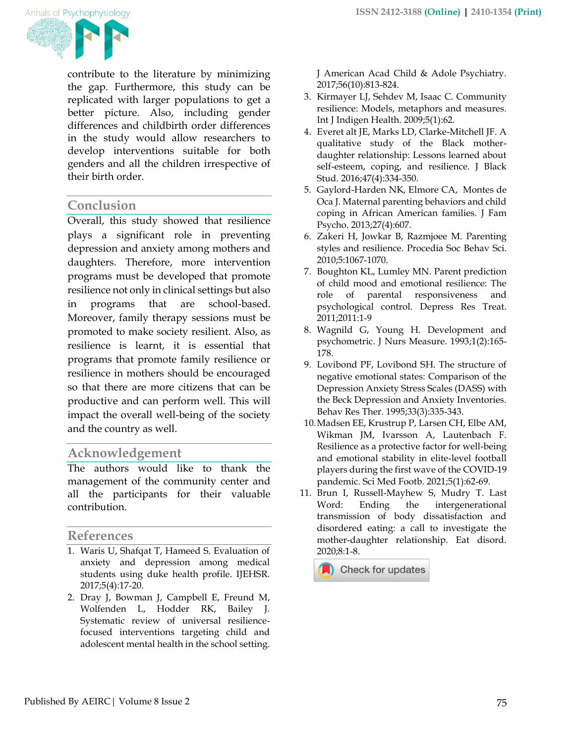contribute to the literature by minimizing the gap. Furthermore, this study can be replicated with larger populations to get a better picture. Also, including gender differences and childbirth order differences in the study would allow researchers to develop interventions suitable for both genders and all the children irrespective of their birth order.

## Conclusion

Overall, this study showed that resilience plays a significant role in preventing depression and anxiety among mothers and daughters. Therefore, more intervention programs must be developed that promote resilience not only in clinical settings but also in programs that are school-based. Moreover, family therapy sessions must be promoted to make society resilient. Also, as resilience is learnt, it is essential that programs that promote family resilience or resilience in mothers should be encouraged so that there are more citizens that can be productive and can perform well. This will impact the overall well-being of the society and the country as well.

## Acknowledgement

The authors would like to thank the management of the community center and all the participants for their valuable contribution.

## References

1. Waris U, Shafqat T, Hameed S. Evaluation of anxiety and depression among medical students using duke health profile. IJEHSR. 2017;5(4):17-20.
2. Dray J, Bowman J, Campbell E, Freund M, Wolfenden L, Hodder RK, Bailey J. Systematic review of universal resilience-focused interventions targeting child and adolescent mental health in the school setting. J American Acad Child & Adole Psychiatry. 2017;56(10):813-824.
3. Kirmayer LJ, Sehdev M, Isaac C. Community resilience: Models, metaphors and measures. Int J Indigen Health. 2009;5(1):62.
4. Everet alt JE, Marks LD, Clarke-Mitchell JF. A qualitative study of the Black mother-daughter relationship: Lessons learned about self-esteem, coping, and resilience. J Black Stud. 2016;47(4):334-350.
5. Gaylord-Harden NK, Elmore CA, Montes de Oca J. Maternal parenting behaviors and child coping in African American families. J Fam Psycho. 2013;27(4):607.
6. Zakeri H, Jowkar B, Razmjoee M. Parenting styles and resilience. Procedia Soc Behav Sci. 2010;5:1067-1070.
7. Boughton KL, Lumley MN. Parent prediction of child mood and emotional resilience: The role of parental responsiveness and psychological control. Depress Res Treat. 2011;2011:1-9
8. Wagnild G, Young H. Development and psychometric. J Nurs Measure. 1993;1(2):165-178.
9. Lovibond PF, Lovibond SH. The structure of negative emotional states: Comparison of the Depression Anxiety Stress Scales (DASS) with the Beck Depression and Anxiety Inventories. Behav Res Ther. 1995;33(3):335-343.
10. Madsen EE, Krustrup P, Larsen CH, Elbe AM, Wikman JM, Ivarsson A, Lautenbach F. Resilience as a protective factor for well-being and emotional stability in elite-level football players during the first wave of the COVID-19 pandemic. Sci Med Footb. 2021;5(1):62-69.
11. Brun I, Russell-Mayhew S, Mudry T. Last Word: Ending the intergenerational transmission of body dissatisfaction and disordered eating: a call to investigate the mother-daughter relationship. Eat disord. 2020;8:1-8.